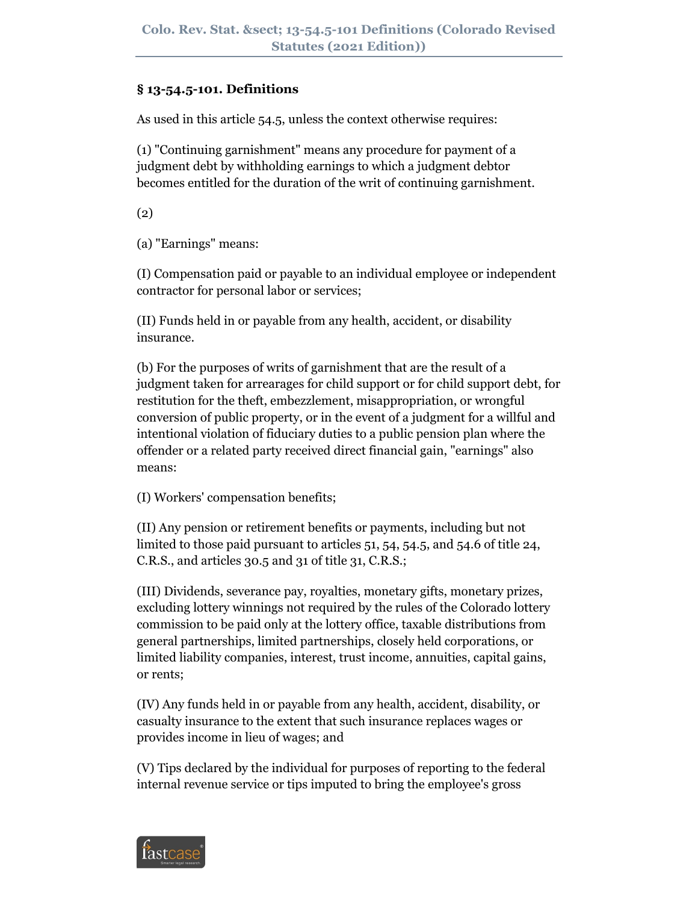### § 13-54.5-101. Definitions

As used in this article 54.5, unless the context otherwise requires:

(1) "Continuing garnishment" means any procedure for payment of a judgment debt by withholding earnings to which a judgment debtor becomes entitled for the duration of the writ of continuing garnishment.

(2)

(a) "Earnings" means:

(I) Compensation paid or payable to an individual employee or independent contractor for personal labor or services;

(II) Funds held in or payable from any health, accident, or disability insurance.

(b) For the purposes of writs of garnishment that are the result of a judgment taken for arrearages for child support or for child support debt, for restitution for the theft, embezzlement, misappropriation, or wrongful conversion of public property, or in the event of a judgment for a willful and intentional violation of fiduciary duties to a public pension plan where the offender or a related party received direct financial gain, "earnings" also means:

(I) Workers' compensation benefits;

(II) Any pension or retirement benefits or payments, including but not limited to those paid pursuant to articles 51, 54, 54.5, and 54.6 of title 24, C.R.S., and articles 30.5 and 31 of title 31, C.R.S.;

(III) Dividends, severance pay, royalties, monetary gifts, monetary prizes, excluding lottery winnings not required by the rules of the Colorado lottery commission to be paid only at the lottery office, taxable distributions from general partnerships, limited partnerships, closely held corporations, or limited liability companies, interest, trust income, annuities, capital gains, or rents;

(IV) Any funds held in or payable from any health, accident, disability, or casualty insurance to the extent that such insurance replaces wages or provides income in lieu of wages; and

(V) Tips declared by the individual for purposes of reporting to the federal internal revenue service or tips imputed to bring the employee's gross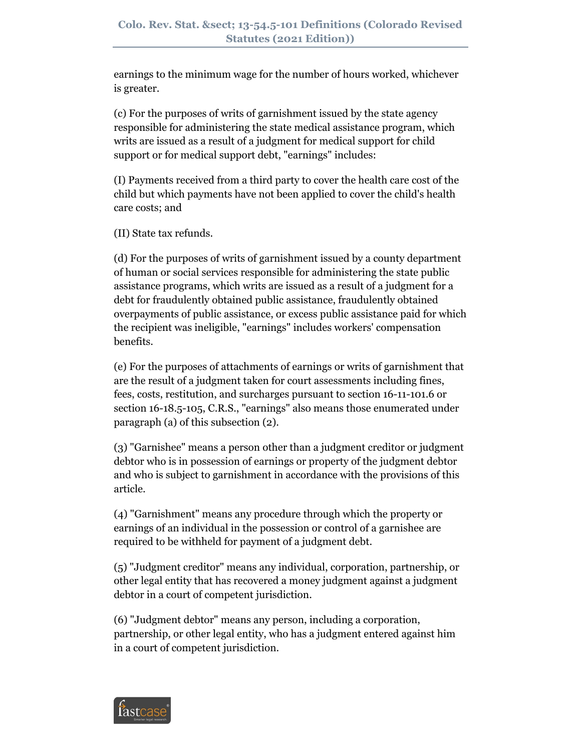earnings to the minimum wage for the number of hours worked, whichever is greater.

(c) For the purposes of writs of garnishment issued by the state agency responsible for administering the state medical assistance program, which writs are issued as a result of a judgment for medical support for child support or for medical support debt, "earnings" includes:

(I) Payments received from a third party to cover the health care cost of the child but which payments have not been applied to cover the child's health care costs; and

(II) State tax refunds.

(d) For the purposes of writs of garnishment issued by a county department of human or social services responsible for administering the state public assistance programs, which writs are issued as a result of a judgment for a debt for fraudulently obtained public assistance, fraudulently obtained overpayments of public assistance, or excess public assistance paid for which the recipient was ineligible, "earnings" includes workers' compensation benefits.

(e) For the purposes of attachments of earnings or writs of garnishment that are the result of a judgment taken for court assessments including fines, fees, costs, restitution, and surcharges pursuant to section 16-11-101.6 or section 16-18.5-105, C.R.S., "earnings" also means those enumerated under paragraph (a) of this subsection (2).

(3) "Garnishee" means a person other than a judgment creditor or judgment debtor who is in possession of earnings or property of the judgment debtor and who is subject to garnishment in accordance with the provisions of this article.

(4) "Garnishment" means any procedure through which the property or earnings of an individual in the possession or control of a garnishee are required to be withheld for payment of a judgment debt.

(5) "Judgment creditor" means any individual, corporation, partnership, or other legal entity that has recovered a money judgment against a judgment debtor in a court of competent jurisdiction.

(6) "Judgment debtor" means any person, including a corporation, partnership, or other legal entity, who has a judgment entered against him in a court of competent jurisdiction.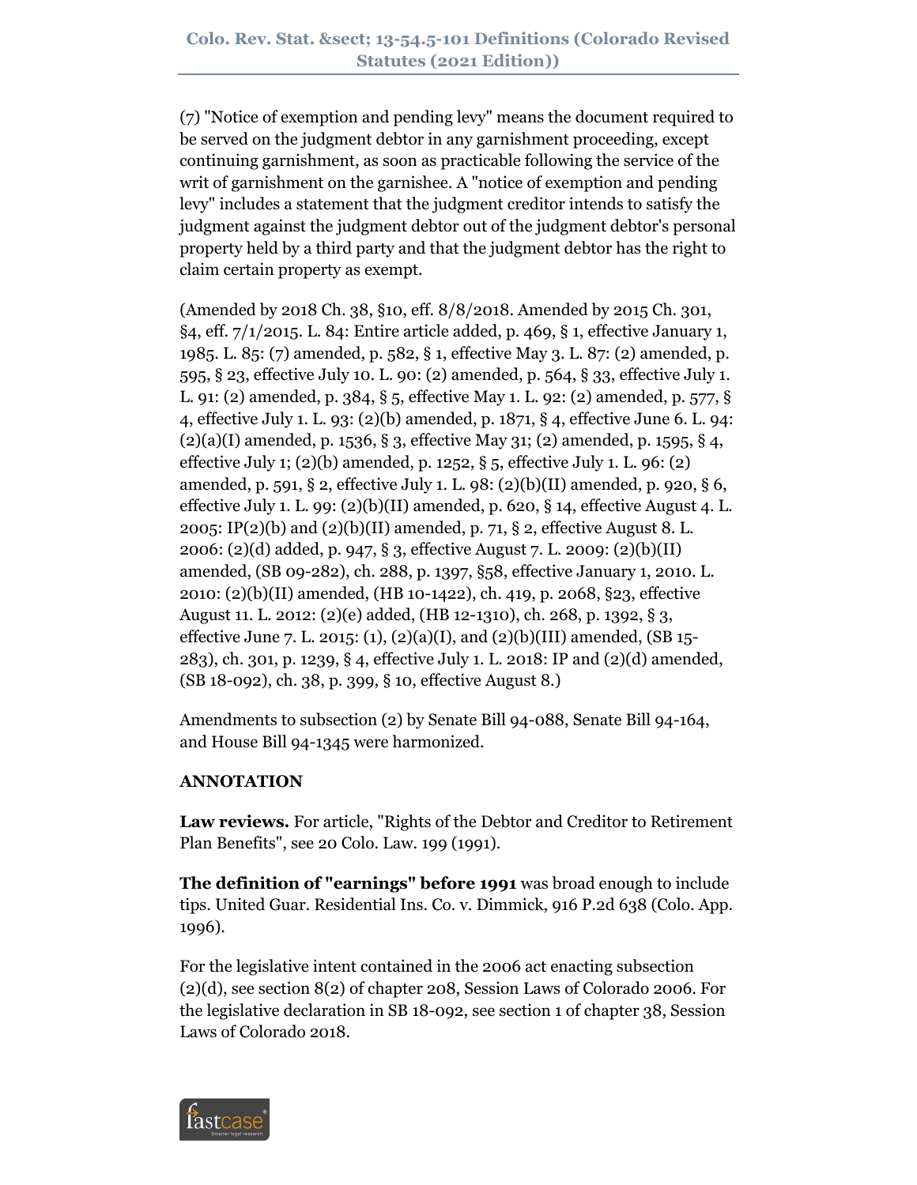(7) "Notice of exemption and pending levy" means the document required to be served on the judgment debtor in any garnishment proceeding, except continuing garnishment, as soon as practicable following the service of the writ of garnishment on the garnishee. A "notice of exemption and pending levy" includes a statement that the judgment creditor intends to satisfy the judgment against the judgment debtor out of the judgment debtor's personal property held by a third party and that the judgment debtor has the right to claim certain property as exempt.

(Amended by 2018 Ch. 38, §10, eff. 8/8/2018. Amended by 2015 Ch. 301, §4, eff. 7/1/2015. L. 84: Entire article added, p. 469, § 1, effective January 1, 1985. L. 85: (7) amended, p. 582, § 1, effective May 3. L. 87: (2) amended, p. 595, § 23, effective July 10. L. 90: (2) amended, p. 564, § 33, effective July 1. L. 91: (2) amended, p. 384, § 5, effective May 1. L. 92: (2) amended, p. 577, § 4, effective July 1. L. 93: (2)(b) amended, p. 1871, § 4, effective June 6. L. 94: (2)(a)(I) amended, p. 1536, § 3, effective May 31; (2) amended, p. 1595, § 4, effective July 1; (2)(b) amended, p. 1252, § 5, effective July 1. L. 96: (2) amended, p. 591, § 2, effective July 1. L. 98: (2)(b)(II) amended, p. 920, § 6, effective July 1. L. 99: (2)(b)(II) amended, p. 620, § 14, effective August 4. L. 2005: IP(2)(b) and (2)(b)(II) amended, p. 71, § 2, effective August 8. L. 2006: (2)(d) added, p. 947, § 3, effective August 7. L. 2009: (2)(b)(II) amended, (SB 09-282), ch. 288, p. 1397, §58, effective January 1, 2010. L. 2010: (2)(b)(II) amended, (HB 10-1422), ch. 419, p. 2068, §23, effective August 11. L. 2012: (2)(e) added, (HB 12-1310), ch. 268, p. 1392, § 3, effective June 7. L. 2015: (1), (2)(a)(I), and (2)(b)(III) amended, (SB 15-283), ch. 301, p. 1239, § 4, effective July 1. L. 2018: IP and (2)(d) amended, (SB 18-092), ch. 38, p. 399, § 10, effective August 8.)

Amendments to subsection (2) by Senate Bill 94-088, Senate Bill 94-164, and House Bill 94-1345 were harmonized.

**ANNOTATION**

**Law reviews.** For article, "Rights of the Debtor and Creditor to Retirement Plan Benefits", see 20 Colo. Law. 199 (1991).

**The definition of "earnings" before 1991** was broad enough to include tips. United Guar. Residential Ins. Co. v. Dimmick, 916 P.2d 638 (Colo. App. 1996).

For the legislative intent contained in the 2006 act enacting subsection (2)(d), see section 8(2) of chapter 208, Session Laws of Colorado 2006. For the legislative declaration in SB 18-092, see section 1 of chapter 38, Session Laws of Colorado 2018.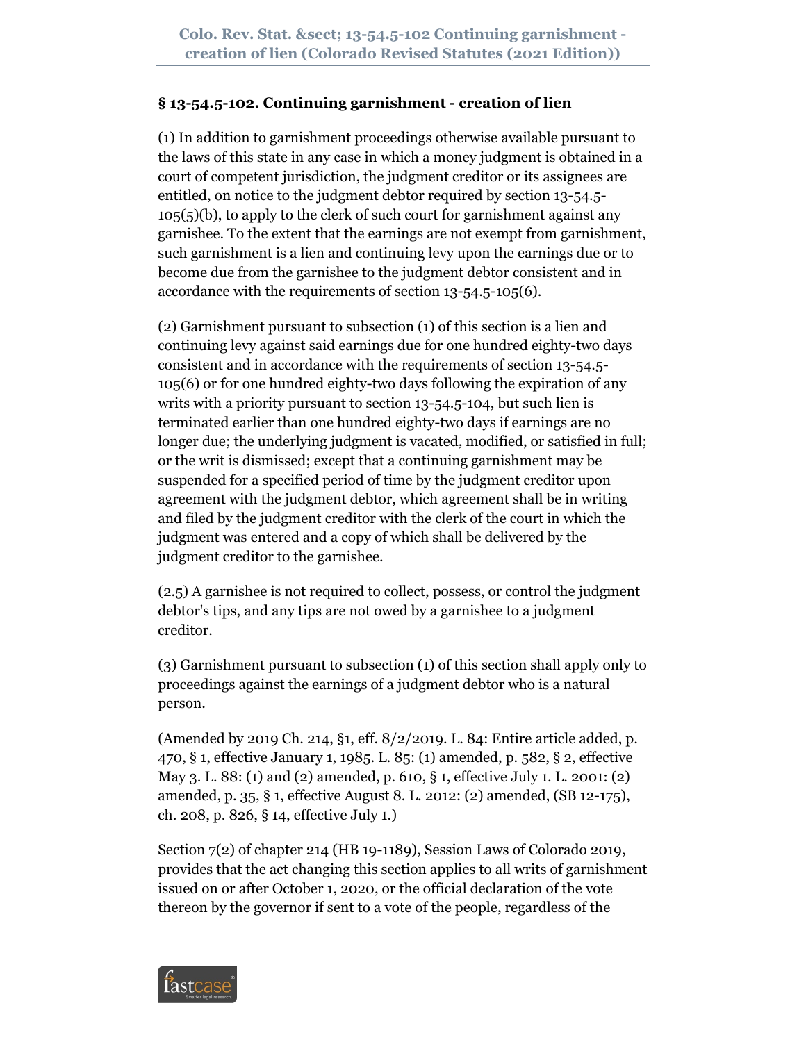## § 13-54.5-102. Continuing garnishment - creation of lien

(1) In addition to garnishment proceedings otherwise available pursuant to the laws of this state in any case in which a money judgment is obtained in a court of competent jurisdiction, the judgment creditor or its assignees are entitled, on notice to the judgment debtor required by section 13-54.5-105(5)(b), to apply to the clerk of such court for garnishment against any garnishee. To the extent that the earnings are not exempt from garnishment, such garnishment is a lien and continuing levy upon the earnings due or to become due from the garnishee to the judgment debtor consistent and in accordance with the requirements of section 13-54.5-105(6).

(2) Garnishment pursuant to subsection (1) of this section is a lien and continuing levy against said earnings due for one hundred eighty-two days consistent and in accordance with the requirements of section 13-54.5-105(6) or for one hundred eighty-two days following the expiration of any writs with a priority pursuant to section 13-54.5-104, but such lien is terminated earlier than one hundred eighty-two days if earnings are no longer due; the underlying judgment is vacated, modified, or satisfied in full; or the writ is dismissed; except that a continuing garnishment may be suspended for a specified period of time by the judgment creditor upon agreement with the judgment debtor, which agreement shall be in writing and filed by the judgment creditor with the clerk of the court in which the judgment was entered and a copy of which shall be delivered by the judgment creditor to the garnishee.

(2.5) A garnishee is not required to collect, possess, or control the judgment debtor's tips, and any tips are not owed by a garnishee to a judgment creditor.

(3) Garnishment pursuant to subsection (1) of this section shall apply only to proceedings against the earnings of a judgment debtor who is a natural person.

(Amended by 2019 Ch. 214, §1, eff. 8/2/2019. L. 84: Entire article added, p. 470, § 1, effective January 1, 1985. L. 85: (1) amended, p. 582, § 2, effective May 3. L. 88: (1) and (2) amended, p. 610, § 1, effective July 1. L. 2001: (2) amended, p. 35, § 1, effective August 8. L. 2012: (2) amended, (SB 12-175), ch. 208, p. 826, § 14, effective July 1.)

Section 7(2) of chapter 214 (HB 19-1189), Session Laws of Colorado 2019, provides that the act changing this section applies to all writs of garnishment issued on or after October 1, 2020, or the official declaration of the vote thereon by the governor if sent to a vote of the people, regardless of the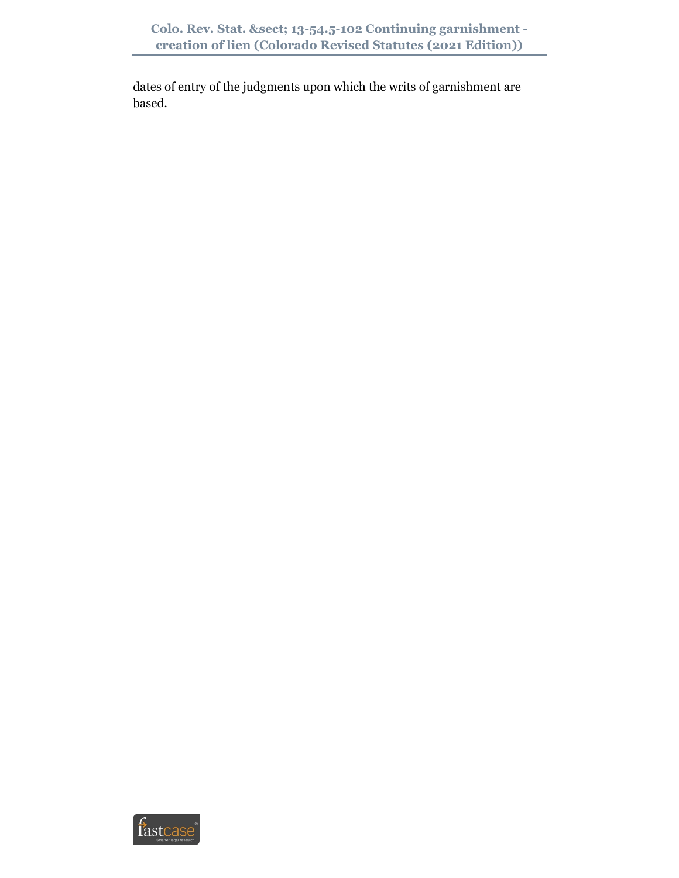dates of entry of the judgments upon which the writs of garnishment are based.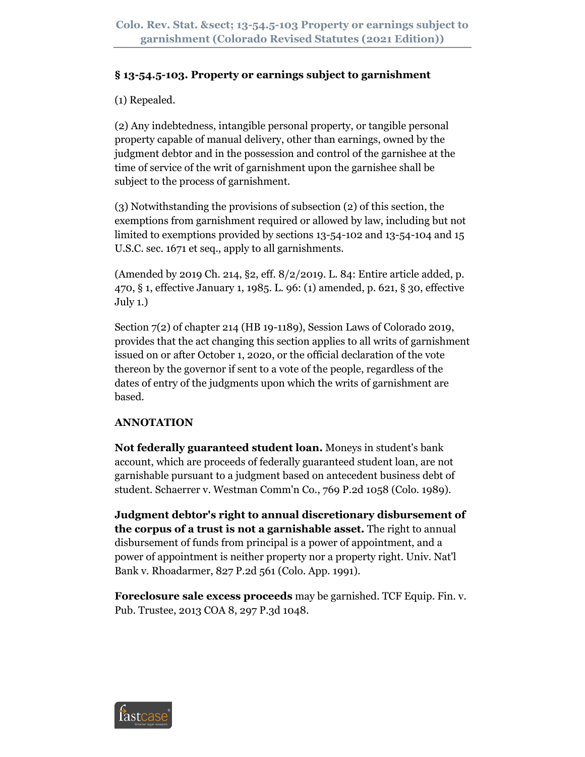## § 13-54.5-103. Property or earnings subject to garnishment

(1) Repealed.

(2) Any indebtedness, intangible personal property, or tangible personal property capable of manual delivery, other than earnings, owned by the judgment debtor and in the possession and control of the garnishee at the time of service of the writ of garnishment upon the garnishee shall be subject to the process of garnishment.

(3) Notwithstanding the provisions of subsection (2) of this section, the exemptions from garnishment required or allowed by law, including but not limited to exemptions provided by sections 13-54-102 and 13-54-104 and 15 U.S.C. sec. 1671 et seq., apply to all garnishments.

(Amended by 2019 Ch. 214, §2, eff. 8/2/2019. L. 84: Entire article added, p. 470, § 1, effective January 1, 1985. L. 96: (1) amended, p. 621, § 30, effective July 1.)

Section 7(2) of chapter 214 (HB 19-1189), Session Laws of Colorado 2019, provides that the act changing this section applies to all writs of garnishment issued on or after October 1, 2020, or the official declaration of the vote thereon by the governor if sent to a vote of the people, regardless of the dates of entry of the judgments upon which the writs of garnishment are based.

**ANNOTATION**

**Not federally guaranteed student loan.** Moneys in student's bank account, which are proceeds of federally guaranteed student loan, are not garnishable pursuant to a judgment based on antecedent business debt of student. Schaerrer v. Westman Comm'n Co., 769 P.2d 1058 (Colo. 1989).

**Judgment debtor's right to annual discretionary disbursement of the corpus of a trust is not a garnishable asset.** The right to annual disbursement of funds from principal is a power of appointment, and a power of appointment is neither property nor a property right. Univ. Nat'l Bank v. Rhoadarmer, 827 P.2d 561 (Colo. App. 1991).

**Foreclosure sale excess proceeds** may be garnished. TCF Equip. Fin. v. Pub. Trustee, 2013 COA 8, 297 P.3d 1048.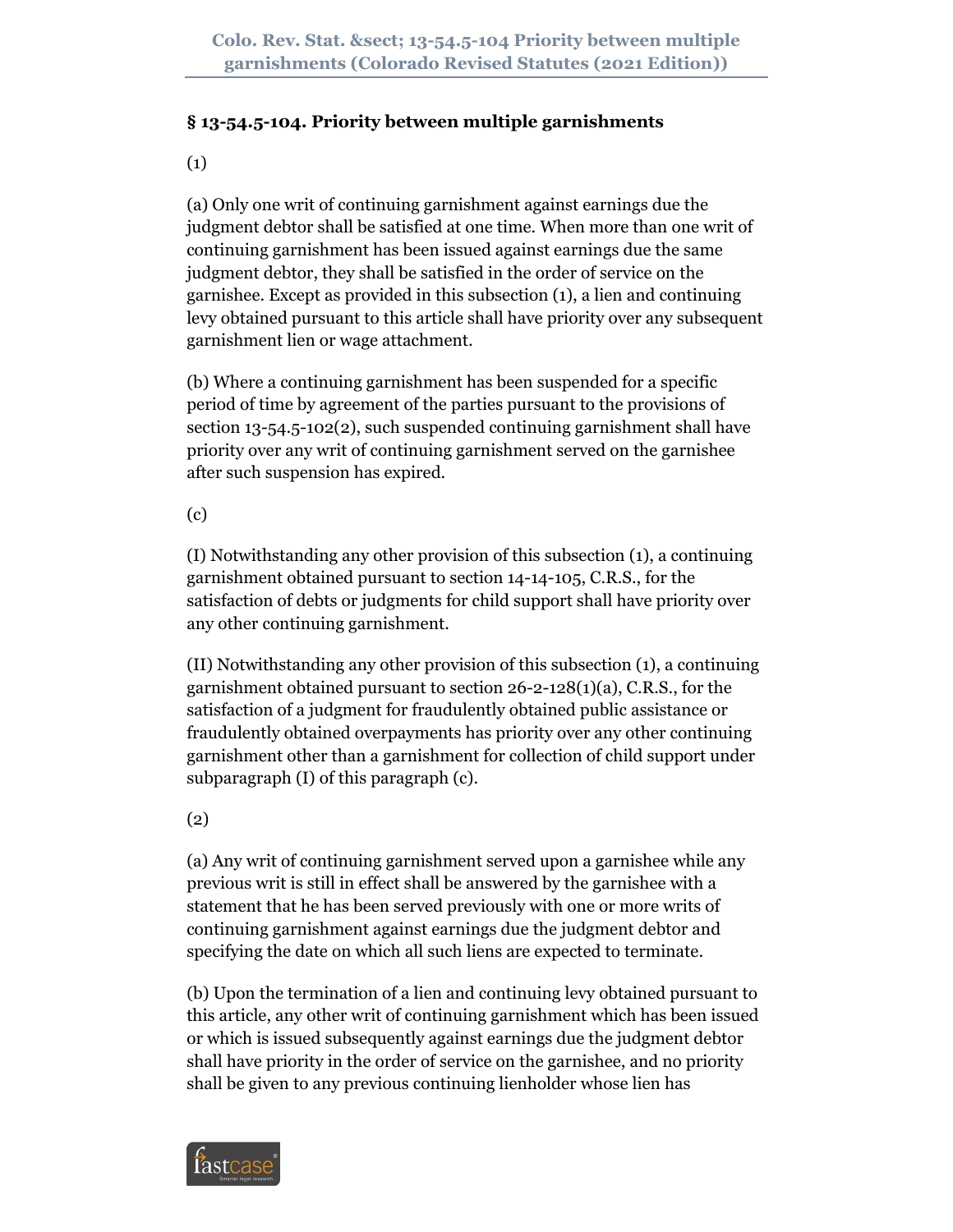### § 13-54.5-104. Priority between multiple garnishments

(1)

(a) Only one writ of continuing garnishment against earnings due the judgment debtor shall be satisfied at one time. When more than one writ of continuing garnishment has been issued against earnings due the same judgment debtor, they shall be satisfied in the order of service on the garnishee. Except as provided in this subsection (1), a lien and continuing levy obtained pursuant to this article shall have priority over any subsequent garnishment lien or wage attachment.

(b) Where a continuing garnishment has been suspended for a specific period of time by agreement of the parties pursuant to the provisions of section 13-54.5-102(2), such suspended continuing garnishment shall have priority over any writ of continuing garnishment served on the garnishee after such suspension has expired.

(c)

(I) Notwithstanding any other provision of this subsection (1), a continuing garnishment obtained pursuant to section 14-14-105, C.R.S., for the satisfaction of debts or judgments for child support shall have priority over any other continuing garnishment.

(II) Notwithstanding any other provision of this subsection (1), a continuing garnishment obtained pursuant to section 26-2-128(1)(a), C.R.S., for the satisfaction of a judgment for fraudulently obtained public assistance or fraudulently obtained overpayments has priority over any other continuing garnishment other than a garnishment for collection of child support under subparagraph (I) of this paragraph (c).

(2)

(a) Any writ of continuing garnishment served upon a garnishee while any previous writ is still in effect shall be answered by the garnishee with a statement that he has been served previously with one or more writs of continuing garnishment against earnings due the judgment debtor and specifying the date on which all such liens are expected to terminate.

(b) Upon the termination of a lien and continuing levy obtained pursuant to this article, any other writ of continuing garnishment which has been issued or which is issued subsequently against earnings due the judgment debtor shall have priority in the order of service on the garnishee, and no priority shall be given to any previous continuing lienholder whose lien has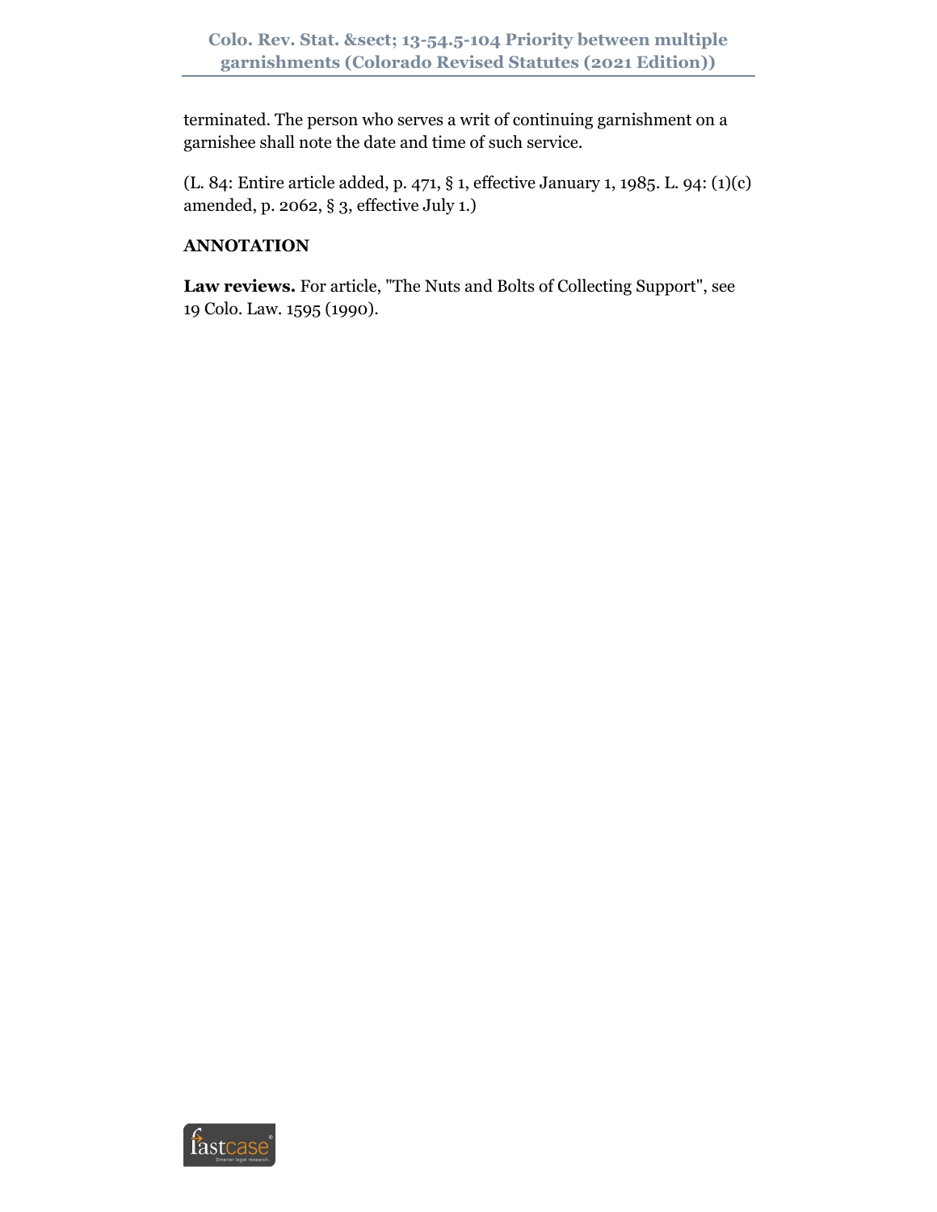terminated. The person who serves a writ of continuing garnishment on a garnishee shall note the date and time of such service.

(L. 84: Entire article added, p. 471, § 1, effective January 1, 1985. L. 94: (1)(c) amended, p. 2062, § 3, effective July 1.)

**ANNOTATION**

**Law reviews.** For article, "The Nuts and Bolts of Collecting Support", see 19 Colo. Law. 1595 (1990).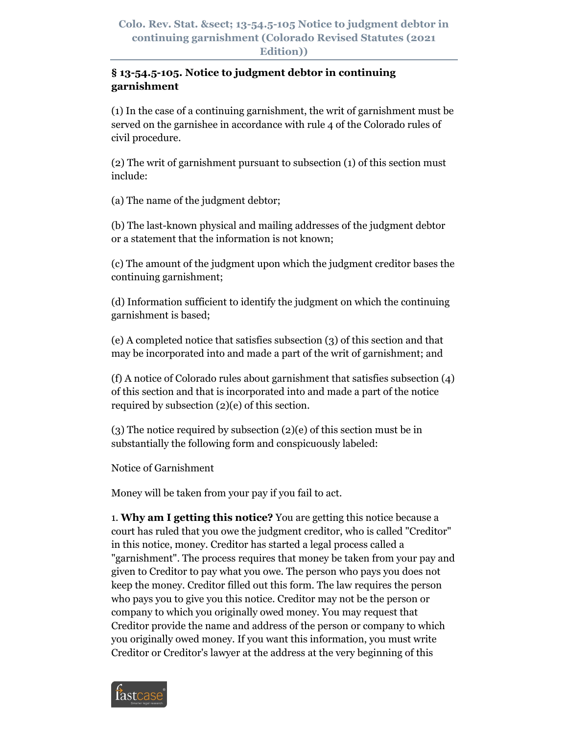## § 13-54.5-105. Notice to judgment debtor in continuing garnishment

(1) In the case of a continuing garnishment, the writ of garnishment must be served on the garnishee in accordance with rule 4 of the Colorado rules of civil procedure.

(2) The writ of garnishment pursuant to subsection (1) of this section must include:

(a) The name of the judgment debtor;

(b) The last-known physical and mailing addresses of the judgment debtor or a statement that the information is not known;

(c) The amount of the judgment upon which the judgment creditor bases the continuing garnishment;

(d) Information sufficient to identify the judgment on which the continuing garnishment is based;

(e) A completed notice that satisfies subsection (3) of this section and that may be incorporated into and made a part of the writ of garnishment; and

(f) A notice of Colorado rules about garnishment that satisfies subsection (4) of this section and that is incorporated into and made a part of the notice required by subsection (2)(e) of this section.

(3) The notice required by subsection (2)(e) of this section must be in substantially the following form and conspicuously labeled:

Notice of Garnishment

Money will be taken from your pay if you fail to act.

1. **Why am I getting this notice?** You are getting this notice because a court has ruled that you owe the judgment creditor, who is called "Creditor" in this notice, money. Creditor has started a legal process called a "garnishment". The process requires that money be taken from your pay and given to Creditor to pay what you owe. The person who pays you does not keep the money. Creditor filled out this form. The law requires the person who pays you to give you this notice. Creditor may not be the person or company to which you originally owed money. You may request that Creditor provide the name and address of the person or company to which you originally owed money. If you want this information, you must write Creditor or Creditor's lawyer at the address at the very beginning of this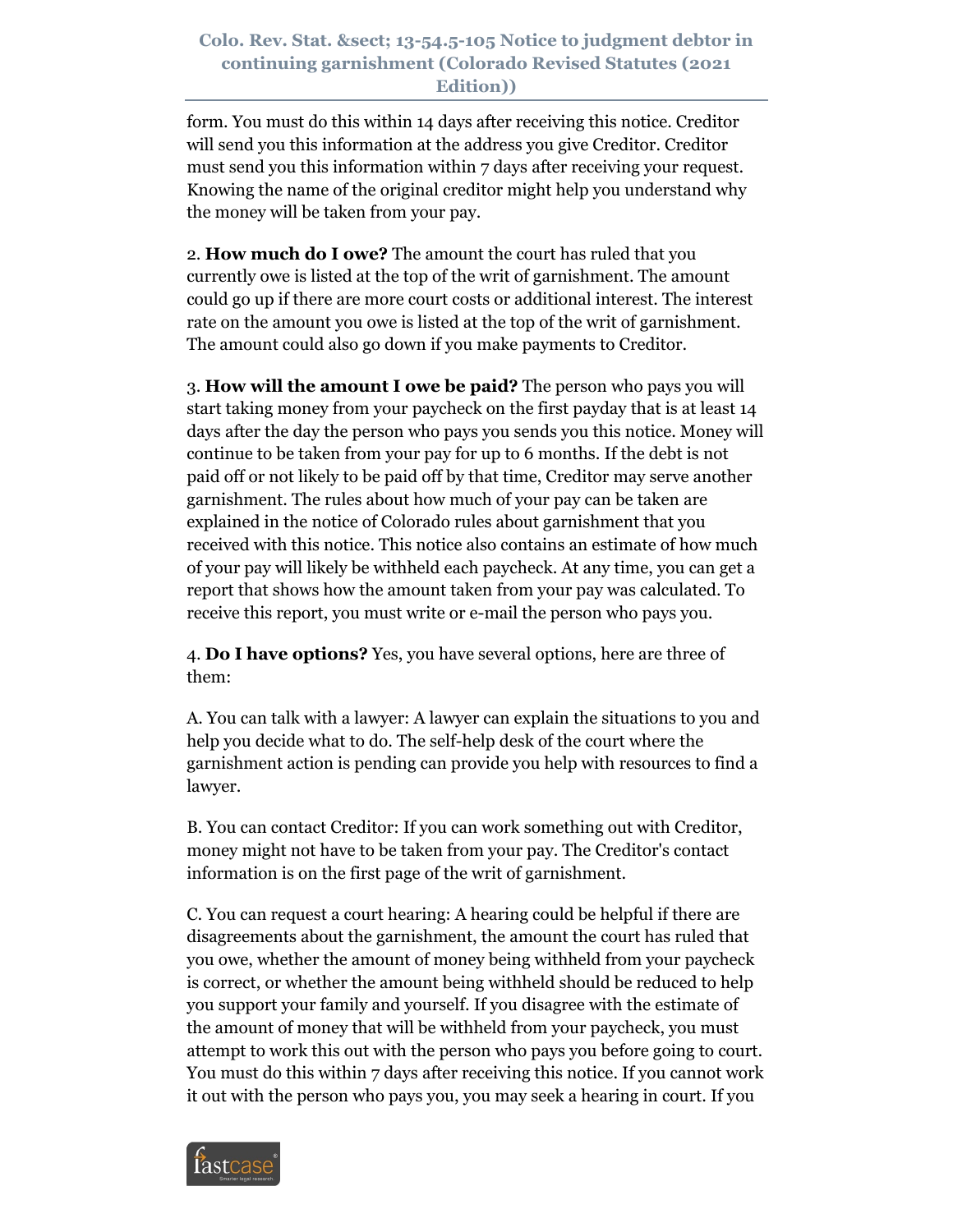form. You must do this within 14 days after receiving this notice. Creditor will send you this information at the address you give Creditor. Creditor must send you this information within 7 days after receiving your request. Knowing the name of the original creditor might help you understand why the money will be taken from your pay.

2. **How much do I owe?** The amount the court has ruled that you currently owe is listed at the top of the writ of garnishment. The amount could go up if there are more court costs or additional interest. The interest rate on the amount you owe is listed at the top of the writ of garnishment. The amount could also go down if you make payments to Creditor.

3. **How will the amount I owe be paid?** The person who pays you will start taking money from your paycheck on the first payday that is at least 14 days after the day the person who pays you sends you this notice. Money will continue to be taken from your pay for up to 6 months. If the debt is not paid off or not likely to be paid off by that time, Creditor may serve another garnishment. The rules about how much of your pay can be taken are explained in the notice of Colorado rules about garnishment that you received with this notice. This notice also contains an estimate of how much of your pay will likely be withheld each paycheck. At any time, you can get a report that shows how the amount taken from your pay was calculated. To receive this report, you must write or e-mail the person who pays you.

4. **Do I have options?** Yes, you have several options, here are three of them:

A. You can talk with a lawyer: A lawyer can explain the situations to you and help you decide what to do. The self-help desk of the court where the garnishment action is pending can provide you help with resources to find a lawyer.

B. You can contact Creditor: If you can work something out with Creditor, money might not have to be taken from your pay. The Creditor's contact information is on the first page of the writ of garnishment.

C. You can request a court hearing: A hearing could be helpful if there are disagreements about the garnishment, the amount the court has ruled that you owe, whether the amount of money being withheld from your paycheck is correct, or whether the amount being withheld should be reduced to help you support your family and yourself. If you disagree with the estimate of the amount of money that will be withheld from your paycheck, you must attempt to work this out with the person who pays you before going to court. You must do this within 7 days after receiving this notice. If you cannot work it out with the person who pays you, you may seek a hearing in court. If you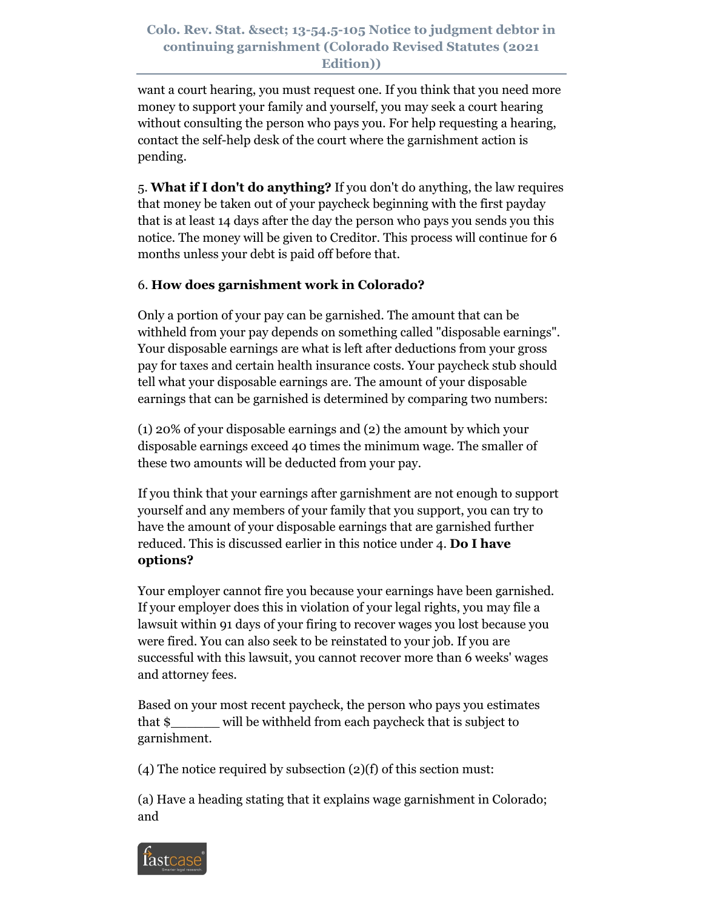want a court hearing, you must request one. If you think that you need more money to support your family and yourself, you may seek a court hearing without consulting the person who pays you. For help requesting a hearing, contact the self-help desk of the court where the garnishment action is pending.

5. **What if I don't do anything?** If you don't do anything, the law requires that money be taken out of your paycheck beginning with the first payday that is at least 14 days after the day the person who pays you sends you this notice. The money will be given to Creditor. This process will continue for 6 months unless your debt is paid off before that.

6. **How does garnishment work in Colorado?**

Only a portion of your pay can be garnished. The amount that can be withheld from your pay depends on something called "disposable earnings". Your disposable earnings are what is left after deductions from your gross pay for taxes and certain health insurance costs. Your paycheck stub should tell what your disposable earnings are. The amount of your disposable earnings that can be garnished is determined by comparing two numbers:

(1) 20% of your disposable earnings and (2) the amount by which your disposable earnings exceed 40 times the minimum wage. The smaller of these two amounts will be deducted from your pay.

If you think that your earnings after garnishment are not enough to support yourself and any members of your family that you support, you can try to have the amount of your disposable earnings that are garnished further reduced. This is discussed earlier in this notice under 4. **Do I have options?**

Your employer cannot fire you because your earnings have been garnished. If your employer does this in violation of your legal rights, you may file a lawsuit within 91 days of your firing to recover wages you lost because you were fired. You can also seek to be reinstated to your job. If you are successful with this lawsuit, you cannot recover more than 6 weeks' wages and attorney fees.

Based on your most recent paycheck, the person who pays you estimates that $______ will be withheld from each paycheck that is subject to garnishment.

(4) The notice required by subsection (2)(f) of this section must:

(a) Have a heading stating that it explains wage garnishment in Colorado; and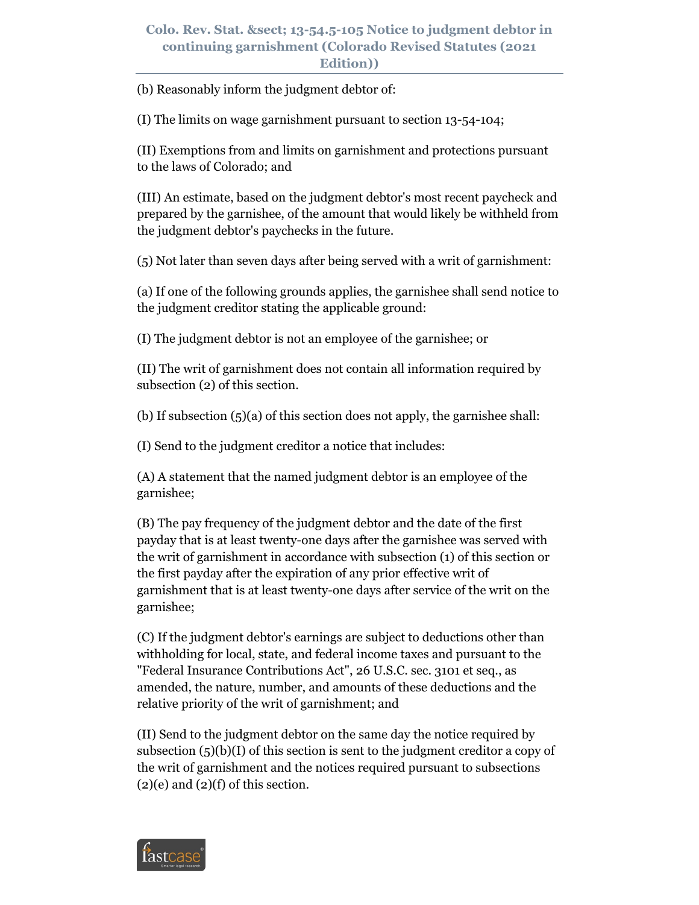(b) Reasonably inform the judgment debtor of:

(I) The limits on wage garnishment pursuant to section 13-54-104;

(II) Exemptions from and limits on garnishment and protections pursuant to the laws of Colorado; and

(III) An estimate, based on the judgment debtor's most recent paycheck and prepared by the garnishee, of the amount that would likely be withheld from the judgment debtor's paychecks in the future.

(5) Not later than seven days after being served with a writ of garnishment:

(a) If one of the following grounds applies, the garnishee shall send notice to the judgment creditor stating the applicable ground:

(I) The judgment debtor is not an employee of the garnishee; or

(II) The writ of garnishment does not contain all information required by subsection (2) of this section.

(b) If subsection (5)(a) of this section does not apply, the garnishee shall:

(I) Send to the judgment creditor a notice that includes:

(A) A statement that the named judgment debtor is an employee of the garnishee;

(B) The pay frequency of the judgment debtor and the date of the first payday that is at least twenty-one days after the garnishee was served with the writ of garnishment in accordance with subsection (1) of this section or the first payday after the expiration of any prior effective writ of garnishment that is at least twenty-one days after service of the writ on the garnishee;

(C) If the judgment debtor's earnings are subject to deductions other than withholding for local, state, and federal income taxes and pursuant to the "Federal Insurance Contributions Act", 26 U.S.C. sec. 3101 et seq., as amended, the nature, number, and amounts of these deductions and the relative priority of the writ of garnishment; and

(II) Send to the judgment debtor on the same day the notice required by subsection (5)(b)(I) of this section is sent to the judgment creditor a copy of the writ of garnishment and the notices required pursuant to subsections (2)(e) and (2)(f) of this section.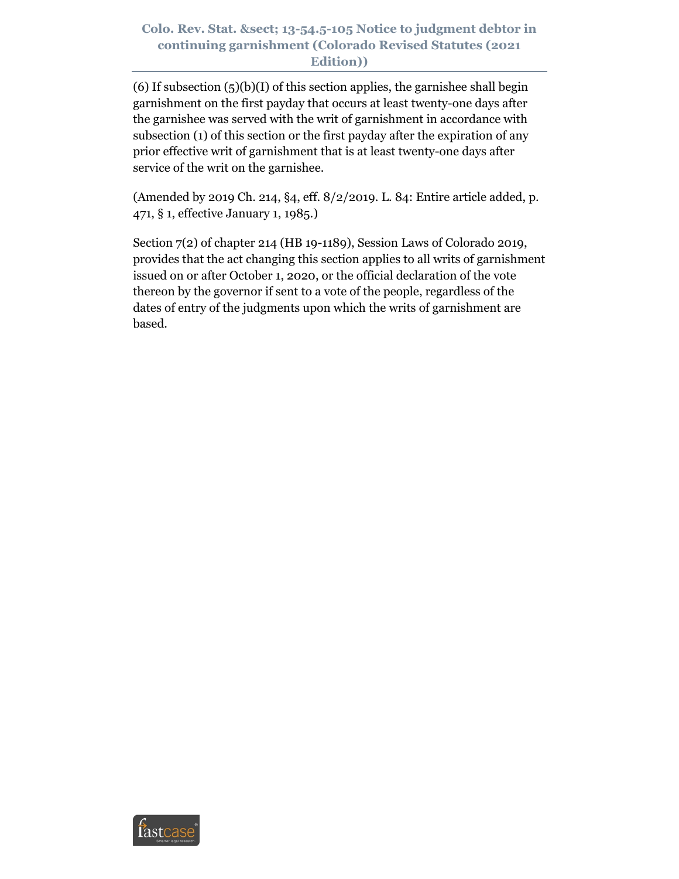(6) If subsection (5)(b)(I) of this section applies, the garnishee shall begin garnishment on the first payday that occurs at least twenty-one days after the garnishee was served with the writ of garnishment in accordance with subsection (1) of this section or the first payday after the expiration of any prior effective writ of garnishment that is at least twenty-one days after service of the writ on the garnishee.

(Amended by 2019 Ch. 214, §4, eff. 8/2/2019. L. 84: Entire article added, p. 471, § 1, effective January 1, 1985.)

Section 7(2) of chapter 214 (HB 19-1189), Session Laws of Colorado 2019, provides that the act changing this section applies to all writs of garnishment issued on or after October 1, 2020, or the official declaration of the vote thereon by the governor if sent to a vote of the people, regardless of the dates of entry of the judgments upon which the writs of garnishment are based.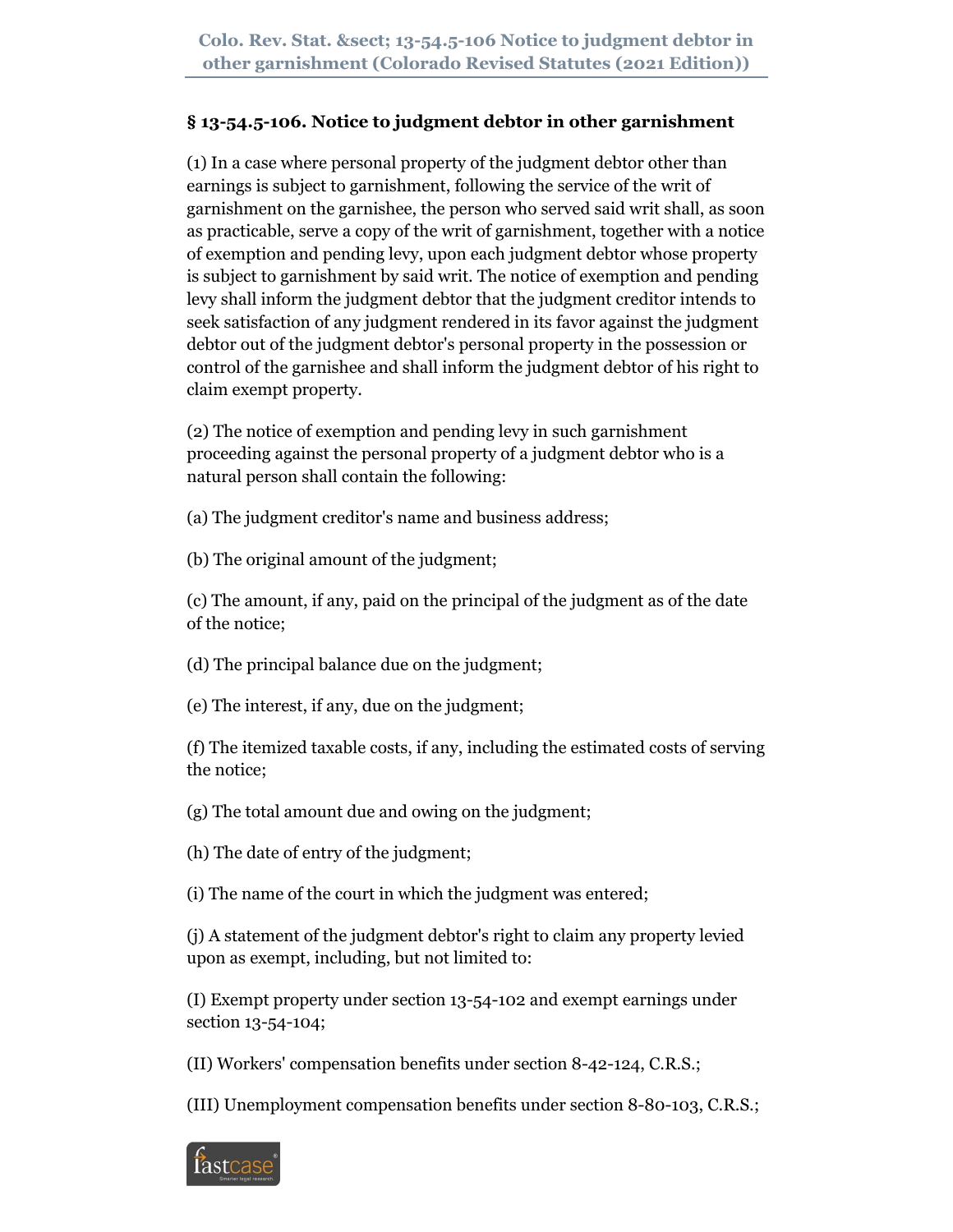## § 13-54.5-106. Notice to judgment debtor in other garnishment

(1) In a case where personal property of the judgment debtor other than earnings is subject to garnishment, following the service of the writ of garnishment on the garnishee, the person who served said writ shall, as soon as practicable, serve a copy of the writ of garnishment, together with a notice of exemption and pending levy, upon each judgment debtor whose property is subject to garnishment by said writ. The notice of exemption and pending levy shall inform the judgment debtor that the judgment creditor intends to seek satisfaction of any judgment rendered in its favor against the judgment debtor out of the judgment debtor's personal property in the possession or control of the garnishee and shall inform the judgment debtor of his right to claim exempt property.

(2) The notice of exemption and pending levy in such garnishment proceeding against the personal property of a judgment debtor who is a natural person shall contain the following:

(a) The judgment creditor's name and business address;

(b) The original amount of the judgment;

(c) The amount, if any, paid on the principal of the judgment as of the date of the notice;

(d) The principal balance due on the judgment;

(e) The interest, if any, due on the judgment;

(f) The itemized taxable costs, if any, including the estimated costs of serving the notice;

(g) The total amount due and owing on the judgment;

(h) The date of entry of the judgment;

(i) The name of the court in which the judgment was entered;

(j) A statement of the judgment debtor's right to claim any property levied upon as exempt, including, but not limited to:

(I) Exempt property under section 13-54-102 and exempt earnings under section 13-54-104;

(II) Workers' compensation benefits under section 8-42-124, C.R.S.;

(III) Unemployment compensation benefits under section 8-80-103, C.R.S.;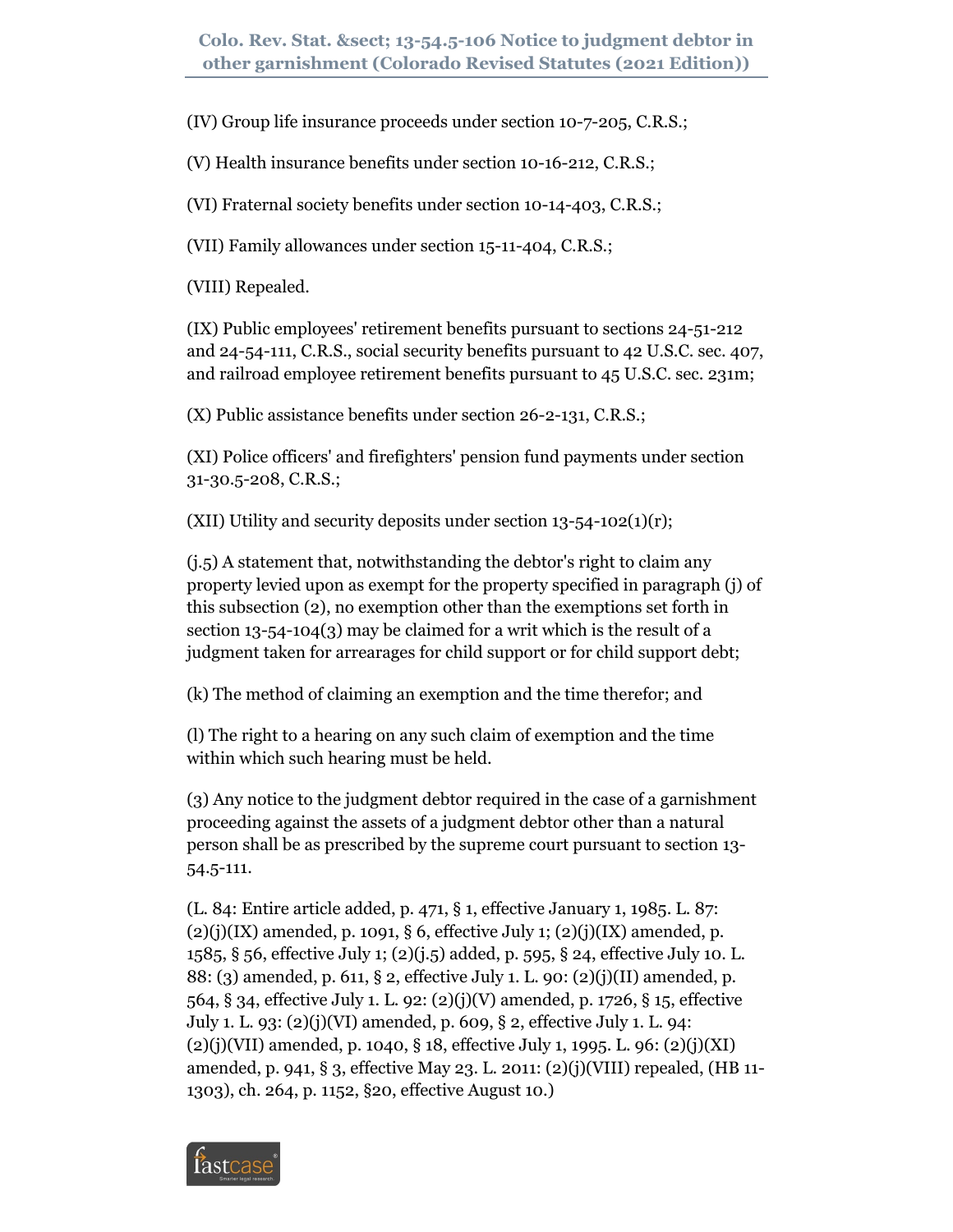(IV) Group life insurance proceeds under section 10-7-205, C.R.S.;

(V) Health insurance benefits under section 10-16-212, C.R.S.;

(VI) Fraternal society benefits under section 10-14-403, C.R.S.;

(VII) Family allowances under section 15-11-404, C.R.S.;

(VIII) Repealed.

(IX) Public employees' retirement benefits pursuant to sections 24-51-212 and 24-54-111, C.R.S., social security benefits pursuant to 42 U.S.C. sec. 407, and railroad employee retirement benefits pursuant to 45 U.S.C. sec. 231m;

(X) Public assistance benefits under section 26-2-131, C.R.S.;

(XI) Police officers' and firefighters' pension fund payments under section 31-30.5-208, C.R.S.;

(XII) Utility and security deposits under section 13-54-102(1)(r);

(j.5) A statement that, notwithstanding the debtor's right to claim any property levied upon as exempt for the property specified in paragraph (j) of this subsection (2), no exemption other than the exemptions set forth in section 13-54-104(3) may be claimed for a writ which is the result of a judgment taken for arrearages for child support or for child support debt;

(k) The method of claiming an exemption and the time therefor; and

(l) The right to a hearing on any such claim of exemption and the time within which such hearing must be held.

(3) Any notice to the judgment debtor required in the case of a garnishment proceeding against the assets of a judgment debtor other than a natural person shall be as prescribed by the supreme court pursuant to section 13-54.5-111.

(L. 84: Entire article added, p. 471, § 1, effective January 1, 1985. L. 87: (2)(j)(IX) amended, p. 1091, § 6, effective July 1; (2)(j)(IX) amended, p. 1585, § 56, effective July 1; (2)(j.5) added, p. 595, § 24, effective July 10. L. 88: (3) amended, p. 611, § 2, effective July 1. L. 90: (2)(j)(II) amended, p. 564, § 34, effective July 1. L. 92: (2)(j)(V) amended, p. 1726, § 15, effective July 1. L. 93: (2)(j)(VI) amended, p. 609, § 2, effective July 1. L. 94: (2)(j)(VII) amended, p. 1040, § 18, effective July 1, 1995. L. 96: (2)(j)(XI) amended, p. 941, § 3, effective May 23. L. 2011: (2)(j)(VIII) repealed, (HB 11-1303), ch. 264, p. 1152, §20, effective August 10.)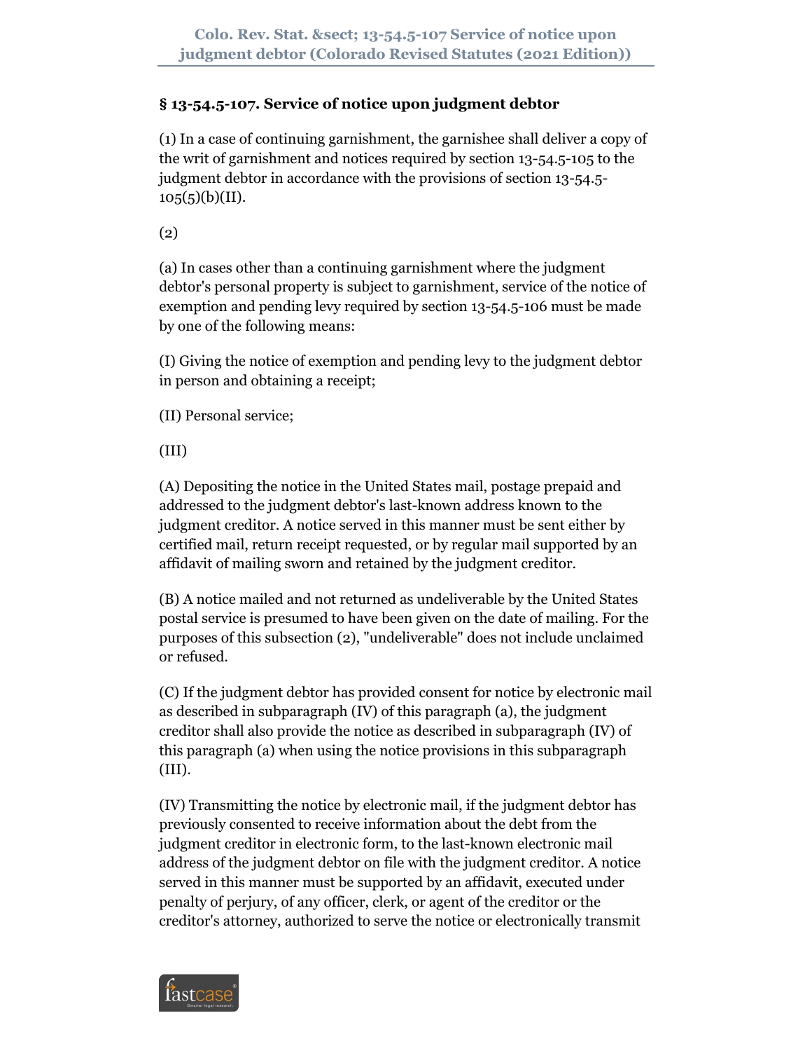## § 13-54.5-107. Service of notice upon judgment debtor

(1) In a case of continuing garnishment, the garnishee shall deliver a copy of the writ of garnishment and notices required by section 13-54.5-105 to the judgment debtor in accordance with the provisions of section 13-54.5-105(5)(b)(II).

(2)

(a) In cases other than a continuing garnishment where the judgment debtor's personal property is subject to garnishment, service of the notice of exemption and pending levy required by section 13-54.5-106 must be made by one of the following means:

(I) Giving the notice of exemption and pending levy to the judgment debtor in person and obtaining a receipt;

(II) Personal service;

(III)

(A) Depositing the notice in the United States mail, postage prepaid and addressed to the judgment debtor's last-known address known to the judgment creditor. A notice served in this manner must be sent either by certified mail, return receipt requested, or by regular mail supported by an affidavit of mailing sworn and retained by the judgment creditor.

(B) A notice mailed and not returned as undeliverable by the United States postal service is presumed to have been given on the date of mailing. For the purposes of this subsection (2), "undeliverable" does not include unclaimed or refused.

(C) If the judgment debtor has provided consent for notice by electronic mail as described in subparagraph (IV) of this paragraph (a), the judgment creditor shall also provide the notice as described in subparagraph (IV) of this paragraph (a) when using the notice provisions in this subparagraph (III).

(IV) Transmitting the notice by electronic mail, if the judgment debtor has previously consented to receive information about the debt from the judgment creditor in electronic form, to the last-known electronic mail address of the judgment debtor on file with the judgment creditor. A notice served in this manner must be supported by an affidavit, executed under penalty of perjury, of any officer, clerk, or agent of the creditor or the creditor's attorney, authorized to serve the notice or electronically transmit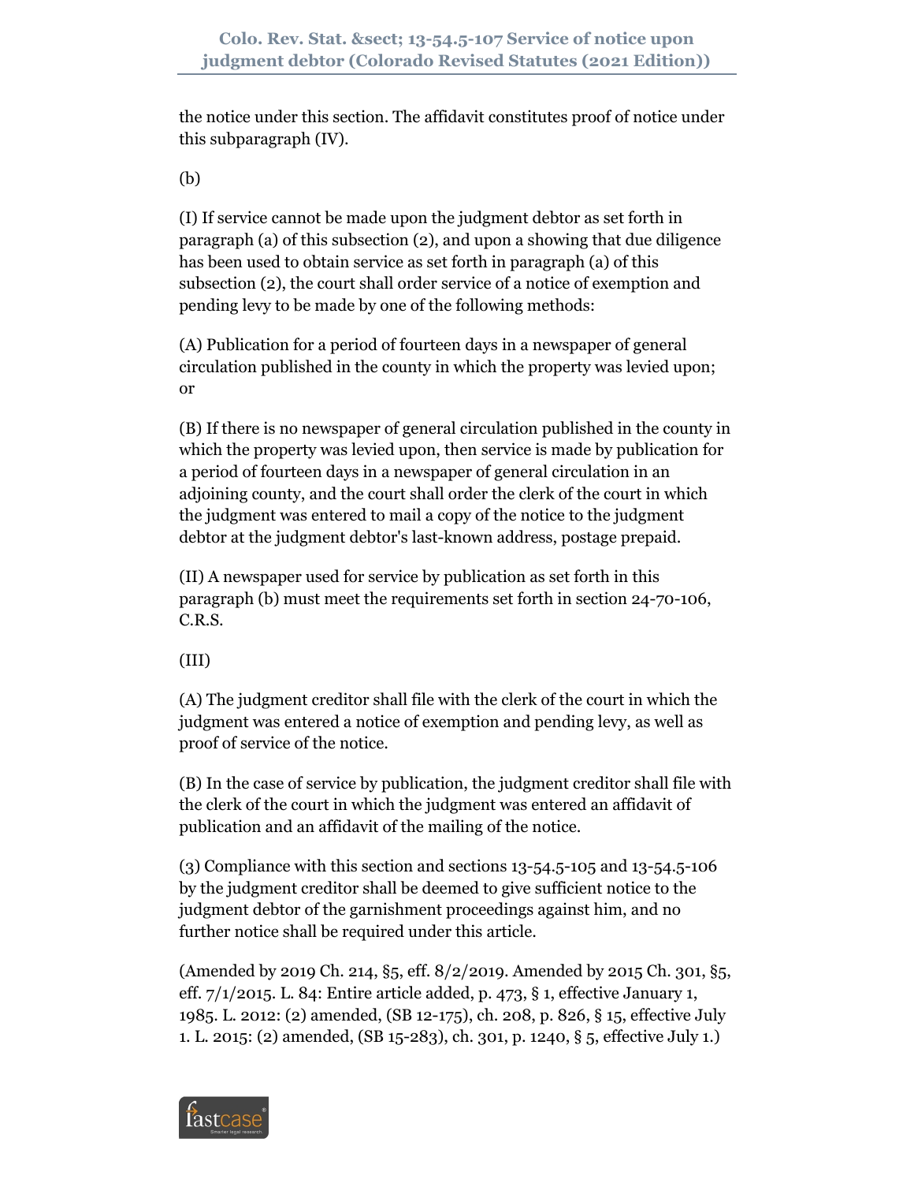the notice under this section. The affidavit constitutes proof of notice under this subparagraph (IV).

(b)

(I) If service cannot be made upon the judgment debtor as set forth in paragraph (a) of this subsection (2), and upon a showing that due diligence has been used to obtain service as set forth in paragraph (a) of this subsection (2), the court shall order service of a notice of exemption and pending levy to be made by one of the following methods:

(A) Publication for a period of fourteen days in a newspaper of general circulation published in the county in which the property was levied upon; or

(B) If there is no newspaper of general circulation published in the county in which the property was levied upon, then service is made by publication for a period of fourteen days in a newspaper of general circulation in an adjoining county, and the court shall order the clerk of the court in which the judgment was entered to mail a copy of the notice to the judgment debtor at the judgment debtor's last-known address, postage prepaid.

(II) A newspaper used for service by publication as set forth in this paragraph (b) must meet the requirements set forth in section 24-70-106, C.R.S.

(III)

(A) The judgment creditor shall file with the clerk of the court in which the judgment was entered a notice of exemption and pending levy, as well as proof of service of the notice.

(B) In the case of service by publication, the judgment creditor shall file with the clerk of the court in which the judgment was entered an affidavit of publication and an affidavit of the mailing of the notice.

(3) Compliance with this section and sections 13-54.5-105 and 13-54.5-106 by the judgment creditor shall be deemed to give sufficient notice to the judgment debtor of the garnishment proceedings against him, and no further notice shall be required under this article.

(Amended by 2019 Ch. 214, §5, eff. 8/2/2019. Amended by 2015 Ch. 301, §5, eff. 7/1/2015. L. 84: Entire article added, p. 473, § 1, effective January 1, 1985. L. 2012: (2) amended, (SB 12-175), ch. 208, p. 826, § 15, effective July 1. L. 2015: (2) amended, (SB 15-283), ch. 301, p. 1240, § 5, effective July 1.)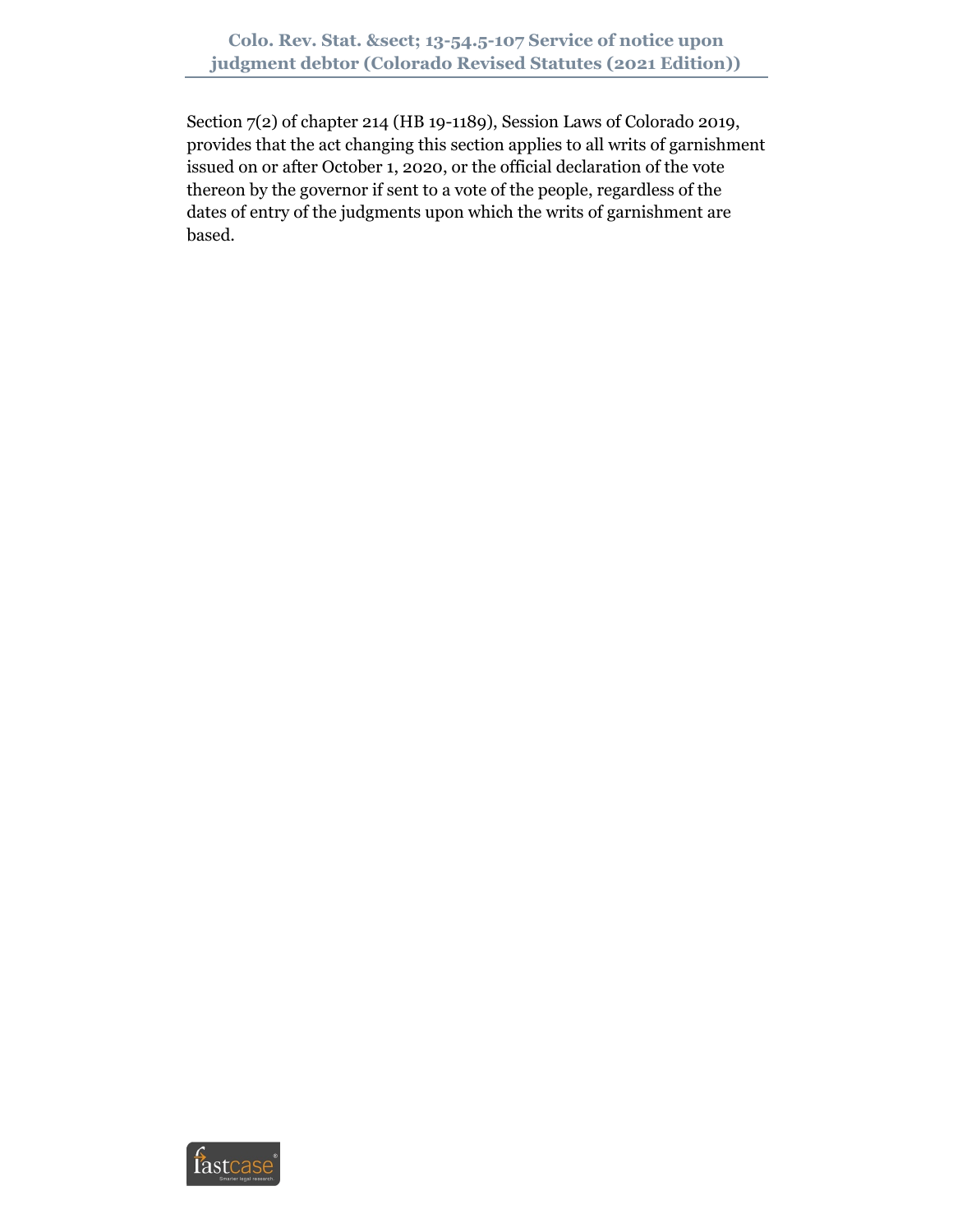Section 7(2) of chapter 214 (HB 19-1189), Session Laws of Colorado 2019, provides that the act changing this section applies to all writs of garnishment issued on or after October 1, 2020, or the official declaration of the vote thereon by the governor if sent to a vote of the people, regardless of the dates of entry of the judgments upon which the writs of garnishment are based.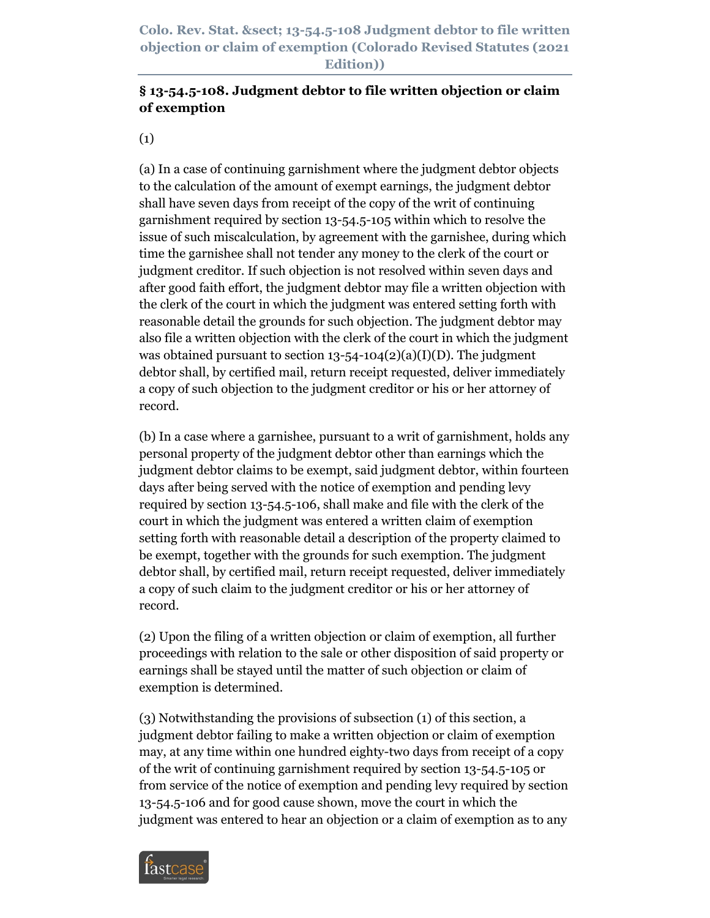## § 13-54.5-108. Judgment debtor to file written objection or claim of exemption

(1)

(a) In a case of continuing garnishment where the judgment debtor objects to the calculation of the amount of exempt earnings, the judgment debtor shall have seven days from receipt of the copy of the writ of continuing garnishment required by section 13-54.5-105 within which to resolve the issue of such miscalculation, by agreement with the garnishee, during which time the garnishee shall not tender any money to the clerk of the court or judgment creditor. If such objection is not resolved within seven days and after good faith effort, the judgment debtor may file a written objection with the clerk of the court in which the judgment was entered setting forth with reasonable detail the grounds for such objection. The judgment debtor may also file a written objection with the clerk of the court in which the judgment was obtained pursuant to section 13-54-104(2)(a)(I)(D). The judgment debtor shall, by certified mail, return receipt requested, deliver immediately a copy of such objection to the judgment creditor or his or her attorney of record.

(b) In a case where a garnishee, pursuant to a writ of garnishment, holds any personal property of the judgment debtor other than earnings which the judgment debtor claims to be exempt, said judgment debtor, within fourteen days after being served with the notice of exemption and pending levy required by section 13-54.5-106, shall make and file with the clerk of the court in which the judgment was entered a written claim of exemption setting forth with reasonable detail a description of the property claimed to be exempt, together with the grounds for such exemption. The judgment debtor shall, by certified mail, return receipt requested, deliver immediately a copy of such claim to the judgment creditor or his or her attorney of record.

(2) Upon the filing of a written objection or claim of exemption, all further proceedings with relation to the sale or other disposition of said property or earnings shall be stayed until the matter of such objection or claim of exemption is determined.

(3) Notwithstanding the provisions of subsection (1) of this section, a judgment debtor failing to make a written objection or claim of exemption may, at any time within one hundred eighty-two days from receipt of a copy of the writ of continuing garnishment required by section 13-54.5-105 or from service of the notice of exemption and pending levy required by section 13-54.5-106 and for good cause shown, move the court in which the judgment was entered to hear an objection or a claim of exemption as to any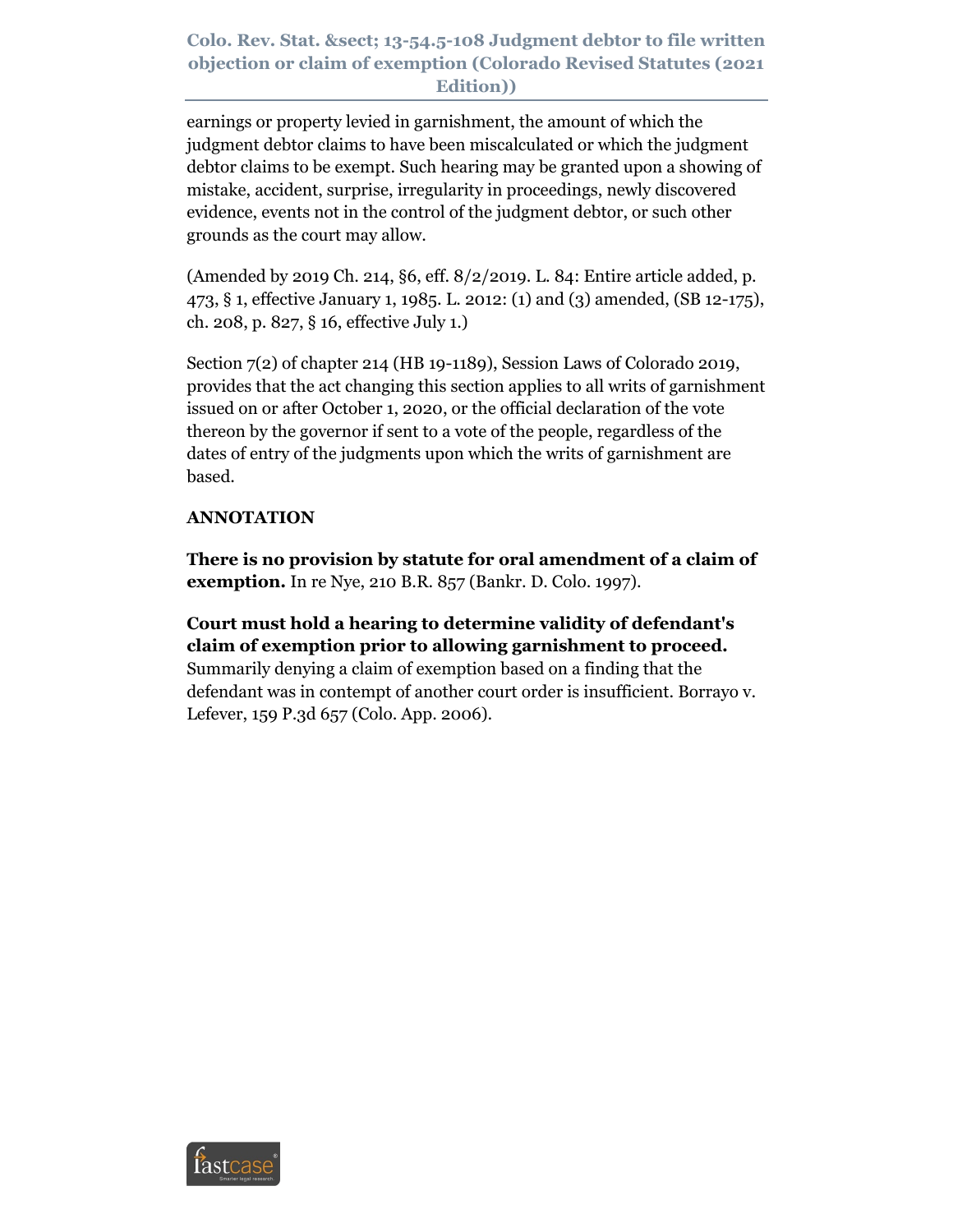earnings or property levied in garnishment, the amount of which the judgment debtor claims to have been miscalculated or which the judgment debtor claims to be exempt. Such hearing may be granted upon a showing of mistake, accident, surprise, irregularity in proceedings, newly discovered evidence, events not in the control of the judgment debtor, or such other grounds as the court may allow.

(Amended by 2019 Ch. 214, §6, eff. 8/2/2019. L. 84: Entire article added, p. 473, § 1, effective January 1, 1985. L. 2012: (1) and (3) amended, (SB 12-175), ch. 208, p. 827, § 16, effective July 1.)

Section 7(2) of chapter 214 (HB 19-1189), Session Laws of Colorado 2019, provides that the act changing this section applies to all writs of garnishment issued on or after October 1, 2020, or the official declaration of the vote thereon by the governor if sent to a vote of the people, regardless of the dates of entry of the judgments upon which the writs of garnishment are based.

**ANNOTATION**

**There is no provision by statute for oral amendment of a claim of exemption.** In re Nye, 210 B.R. 857 (Bankr. D. Colo. 1997).

**Court must hold a hearing to determine validity of defendant's claim of exemption prior to allowing garnishment to proceed.** Summarily denying a claim of exemption based on a finding that the defendant was in contempt of another court order is insufficient. Borrayo v. Lefever, 159 P.3d 657 (Colo. App. 2006).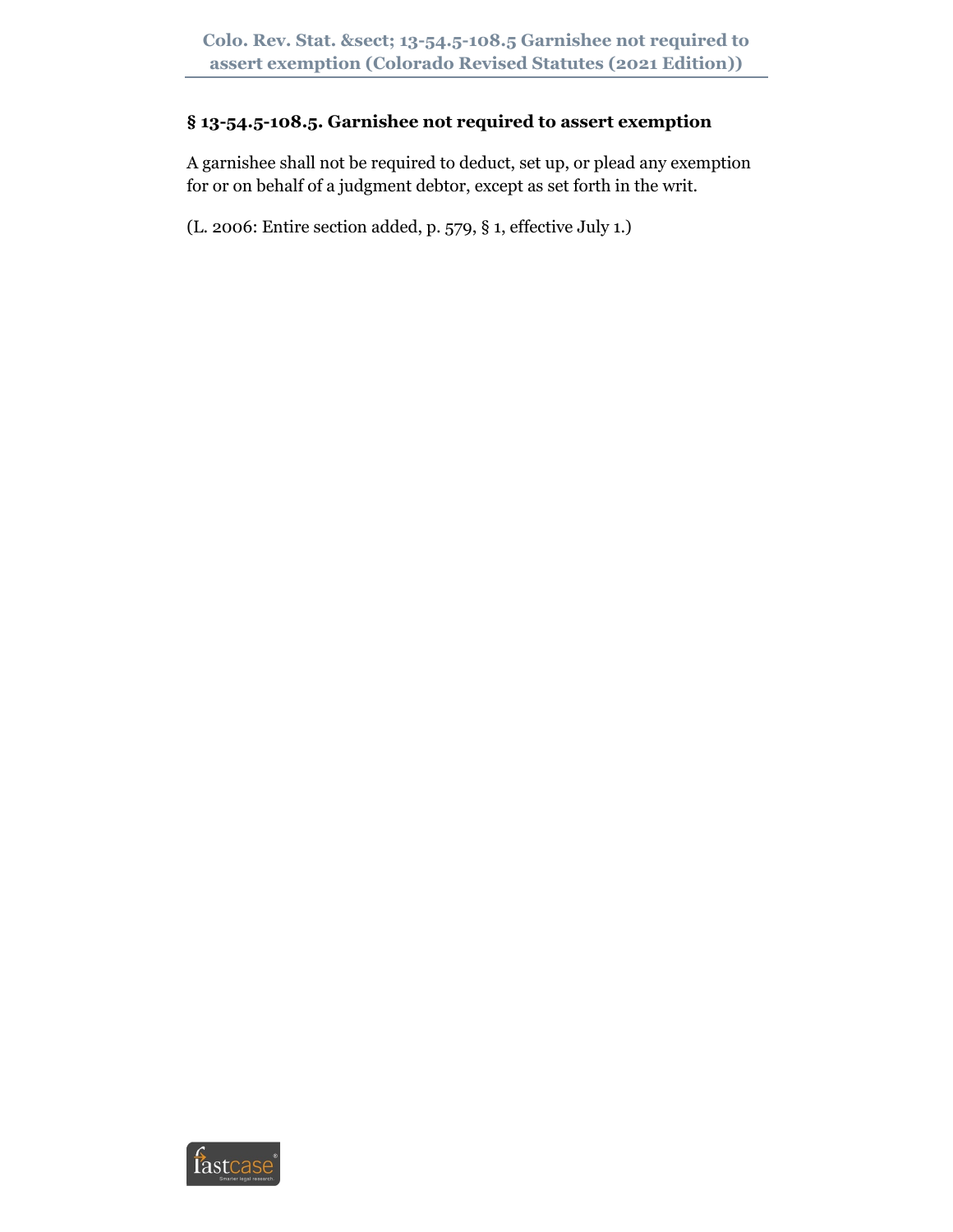## § 13-54.5-108.5. Garnishee not required to assert exemption

A garnishee shall not be required to deduct, set up, or plead any exemption for or on behalf of a judgment debtor, except as set forth in the writ.

(L. 2006: Entire section added, p. 579, § 1, effective July 1.)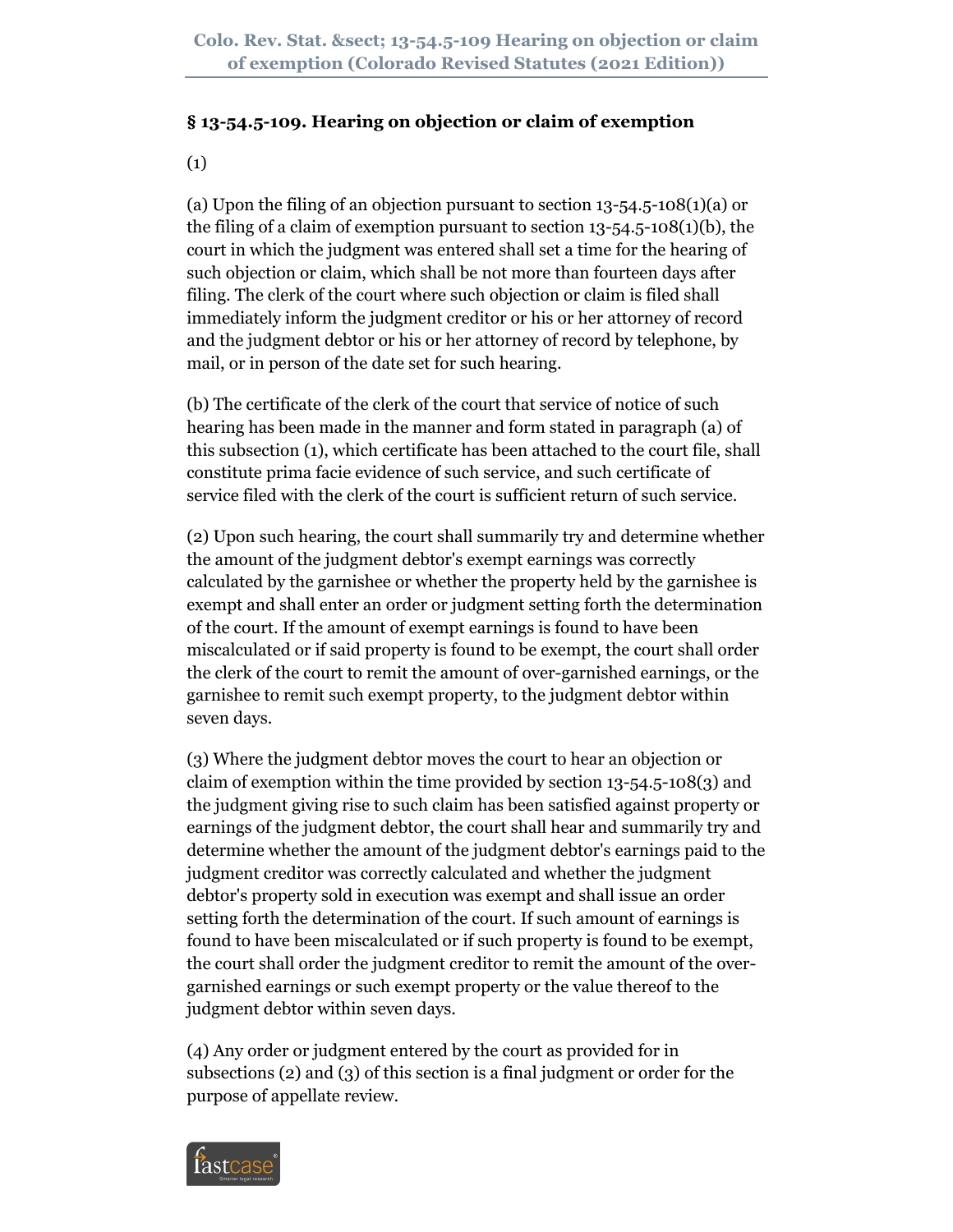## § 13-54.5-109. Hearing on objection or claim of exemption

(1)

(a) Upon the filing of an objection pursuant to section 13-54.5-108(1)(a) or the filing of a claim of exemption pursuant to section 13-54.5-108(1)(b), the court in which the judgment was entered shall set a time for the hearing of such objection or claim, which shall be not more than fourteen days after filing. The clerk of the court where such objection or claim is filed shall immediately inform the judgment creditor or his or her attorney of record and the judgment debtor or his or her attorney of record by telephone, by mail, or in person of the date set for such hearing.

(b) The certificate of the clerk of the court that service of notice of such hearing has been made in the manner and form stated in paragraph (a) of this subsection (1), which certificate has been attached to the court file, shall constitute prima facie evidence of such service, and such certificate of service filed with the clerk of the court is sufficient return of such service.

(2) Upon such hearing, the court shall summarily try and determine whether the amount of the judgment debtor's exempt earnings was correctly calculated by the garnishee or whether the property held by the garnishee is exempt and shall enter an order or judgment setting forth the determination of the court. If the amount of exempt earnings is found to have been miscalculated or if said property is found to be exempt, the court shall order the clerk of the court to remit the amount of over-garnished earnings, or the garnishee to remit such exempt property, to the judgment debtor within seven days.

(3) Where the judgment debtor moves the court to hear an objection or claim of exemption within the time provided by section 13-54.5-108(3) and the judgment giving rise to such claim has been satisfied against property or earnings of the judgment debtor, the court shall hear and summarily try and determine whether the amount of the judgment debtor's earnings paid to the judgment creditor was correctly calculated and whether the judgment debtor's property sold in execution was exempt and shall issue an order setting forth the determination of the court. If such amount of earnings is found to have been miscalculated or if such property is found to be exempt, the court shall order the judgment creditor to remit the amount of the over-garnished earnings or such exempt property or the value thereof to the judgment debtor within seven days.

(4) Any order or judgment entered by the court as provided for in subsections (2) and (3) of this section is a final judgment or order for the purpose of appellate review.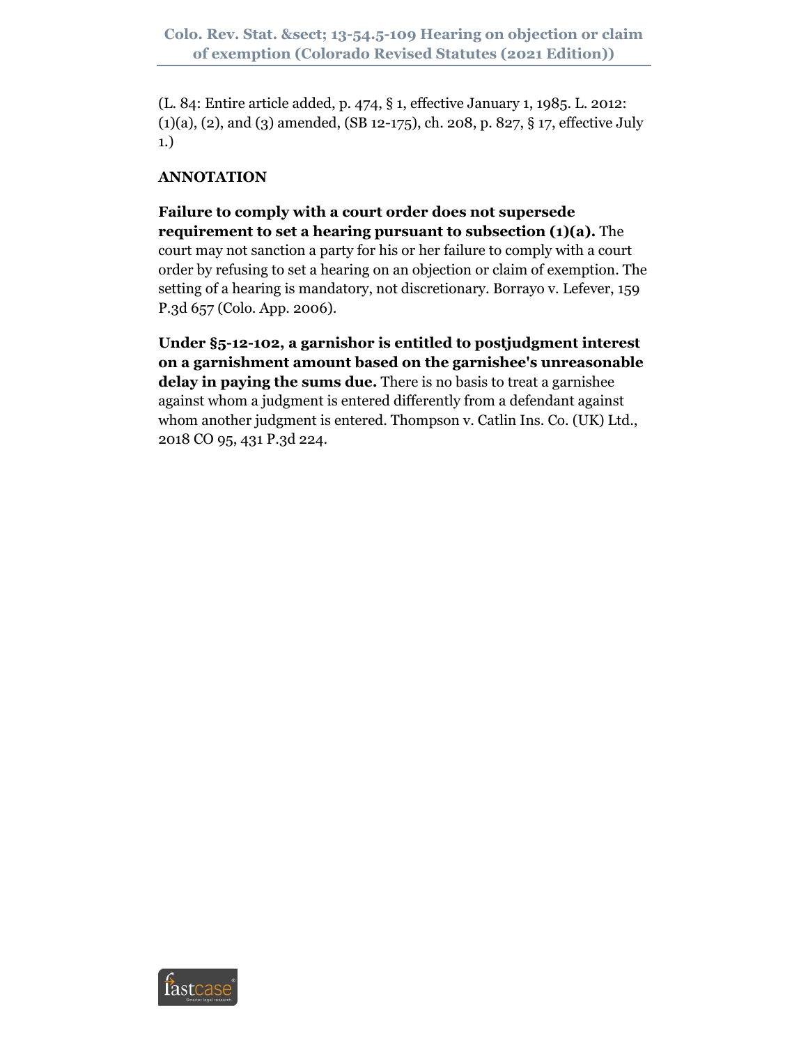(L. 84: Entire article added, p. 474, § 1, effective January 1, 1985. L. 2012: (1)(a), (2), and (3) amended, (SB 12-175), ch. 208, p. 827, § 17, effective July 1.)

**ANNOTATION**

**Failure to comply with a court order does not supersede requirement to set a hearing pursuant to subsection (1)(a).** The court may not sanction a party for his or her failure to comply with a court order by refusing to set a hearing on an objection or claim of exemption. The setting of a hearing is mandatory, not discretionary. Borrayo v. Lefever, 159 P.3d 657 (Colo. App. 2006).

**Under §5-12-102, a garnishor is entitled to postjudgment interest on a garnishment amount based on the garnishee's unreasonable delay in paying the sums due.** There is no basis to treat a garnishee against whom a judgment is entered differently from a defendant against whom another judgment is entered. Thompson v. Catlin Ins. Co. (UK) Ltd., 2018 CO 95, 431 P.3d 224.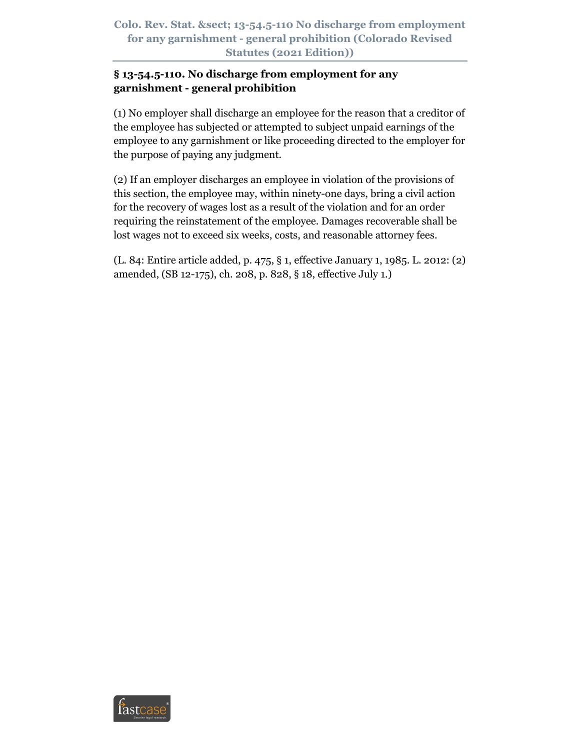## § 13-54.5-110. No discharge from employment for any garnishment - general prohibition

(1) No employer shall discharge an employee for the reason that a creditor of the employee has subjected or attempted to subject unpaid earnings of the employee to any garnishment or like proceeding directed to the employer for the purpose of paying any judgment.

(2) If an employer discharges an employee in violation of the provisions of this section, the employee may, within ninety-one days, bring a civil action for the recovery of wages lost as a result of the violation and for an order requiring the reinstatement of the employee. Damages recoverable shall be lost wages not to exceed six weeks, costs, and reasonable attorney fees.

(L. 84: Entire article added, p. 475, § 1, effective January 1, 1985. L. 2012: (2) amended, (SB 12-175), ch. 208, p. 828, § 18, effective July 1.)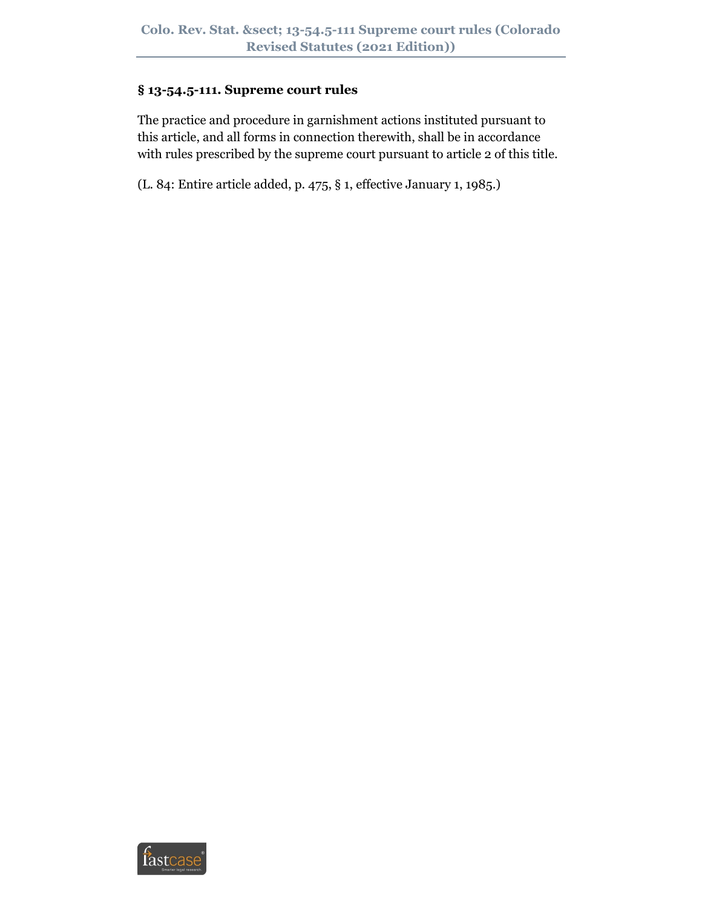**§ 13-54.5-111. Supreme court rules**

The practice and procedure in garnishment actions instituted pursuant to this article, and all forms in connection therewith, shall be in accordance with rules prescribed by the supreme court pursuant to article 2 of this title.

(L. 84: Entire article added, p. 475, § 1, effective January 1, 1985.)